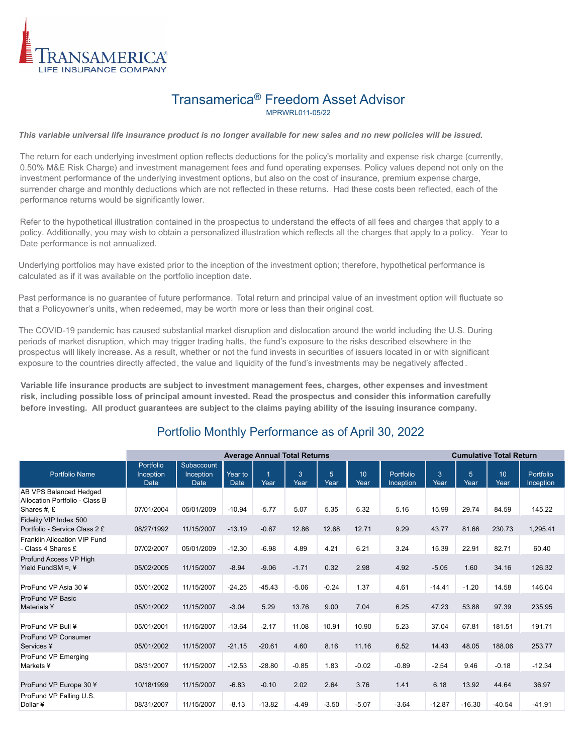TRANSAMERICA®
LIFE INSURANCE COMPANY

# Transamerica® Freedom Asset Advisor

MPRWRL011-05/22

***This variable universal life insurance product is no longer available for new sales and no new policies will be issued.***

The return for each underlying investment option reflects deductions for the policy's mortality and expense risk charge (currently, 0.50% M&E Risk Charge) and investment management fees and fund operating expenses. Policy values depend not only on the investment performance of the underlying investment options, but also on the cost of insurance, premium expense charge, surrender charge and monthly deductions which are not reflected in these returns. Had these costs been reflected, each of the performance returns would be significantly lower.

Refer to the hypothetical illustration contained in the prospectus to understand the effects of all fees and charges that apply to a policy. Additionally, you may wish to obtain a personalized illustration which reflects all the charges that apply to a policy. Year to Date performance is not annualized.

Underlying portfolios may have existed prior to the inception of the investment option; therefore, hypothetical performance is calculated as if it was available on the portfolio inception date.

Past performance is no guarantee of future performance. Total return and principal value of an investment option will fluctuate so that a Policyowner's units, when redeemed, may be worth more or less than their original cost.

The COVID-19 pandemic has caused substantial market disruption and dislocation around the world including the U.S. During periods of market disruption, which may trigger trading halts, the fund's exposure to the risks described elsewhere in the prospectus will likely increase. As a result, whether or not the fund invests in securities of issuers located in or with significant exposure to the countries directly affected, the value and liquidity of the fund's investments may be negatively affected.

**Variable life insurance products are subject to investment management fees, charges, other expenses and investment risk, including possible loss of principal amount invested. Read the prospectus and consider this information carefully before investing. All product guarantees are subject to the claims paying ability of the issuing insurance company.**

## Portfolio Monthly Performance as of April 30, 2022

| | Average Annual Total Returns | | | | | | | | Cumulative Total Return | | | |
|---|---|---|---|---|---|---|---|---|---|---|---|---|
| Portfolio Name | Portfolio Inception Date | Subaccount Inception Date | Year to Date | 1 Year | 3 Year | 5 Year | 10 Year | Portfolio Inception | 3 Year | 5 Year | 10 Year | Portfolio Inception |
| AB VPS Balanced Hedged Allocation Portfolio - Class B Shares #, £ | 07/01/2004 | 05/01/2009 | -10.94 | -5.77 | 5.07 | 5.35 | 6.32 | 5.16 | 15.99 | 29.74 | 84.59 | 145.22 |
| Fidelity VIP Index 500 Portfolio - Service Class 2 £ | 08/27/1992 | 11/15/2007 | -13.19 | -0.67 | 12.86 | 12.68 | 12.71 | 9.29 | 43.77 | 81.66 | 230.73 | 1,295.41 |
| Franklin Allocation VIP Fund - Class 4 Shares £ | 07/02/2007 | 05/01/2009 | -12.30 | -6.98 | 4.89 | 4.21 | 6.21 | 3.24 | 15.39 | 22.91 | 82.71 | 60.40 |
| Profund Access VP High Yield FundSM ¤, ¥ | 05/02/2005 | 11/15/2007 | -8.94 | -9.06 | -1.71 | 0.32 | 2.98 | 4.92 | -5.05 | 1.60 | 34.16 | 126.32 |
| ProFund VP Asia 30 ¥ | 05/01/2002 | 11/15/2007 | -24.25 | -45.43 | -5.06 | -0.24 | 1.37 | 4.61 | -14.41 | -1.20 | 14.58 | 146.04 |
| ProFund VP Basic Materials ¥ | 05/01/2002 | 11/15/2007 | -3.04 | 5.29 | 13.76 | 9.00 | 7.04 | 6.25 | 47.23 | 53.88 | 97.39 | 235.95 |
| ProFund VP Bull ¥ | 05/01/2001 | 11/15/2007 | -13.64 | -2.17 | 11.08 | 10.91 | 10.90 | 5.23 | 37.04 | 67.81 | 181.51 | 191.71 |
| ProFund VP Consumer Services ¥ | 05/01/2002 | 11/15/2007 | -21.15 | -20.61 | 4.60 | 8.16 | 11.16 | 6.52 | 14.43 | 48.05 | 188.06 | 253.77 |
| ProFund VP Emerging Markets ¥ | 08/31/2007 | 11/15/2007 | -12.53 | -28.80 | -0.85 | 1.83 | -0.02 | -0.89 | -2.54 | 9.46 | -0.18 | -12.34 |
| ProFund VP Europe 30 ¥ | 10/18/1999 | 11/15/2007 | -6.83 | -0.10 | 2.02 | 2.64 | 3.76 | 1.41 | 6.18 | 13.92 | 44.64 | 36.97 |
| ProFund VP Falling U.S. Dollar ¥ | 08/31/2007 | 11/15/2007 | -8.13 | -13.82 | -4.49 | -3.50 | -5.07 | -3.64 | -12.87 | -16.30 | -40.54 | -41.91 |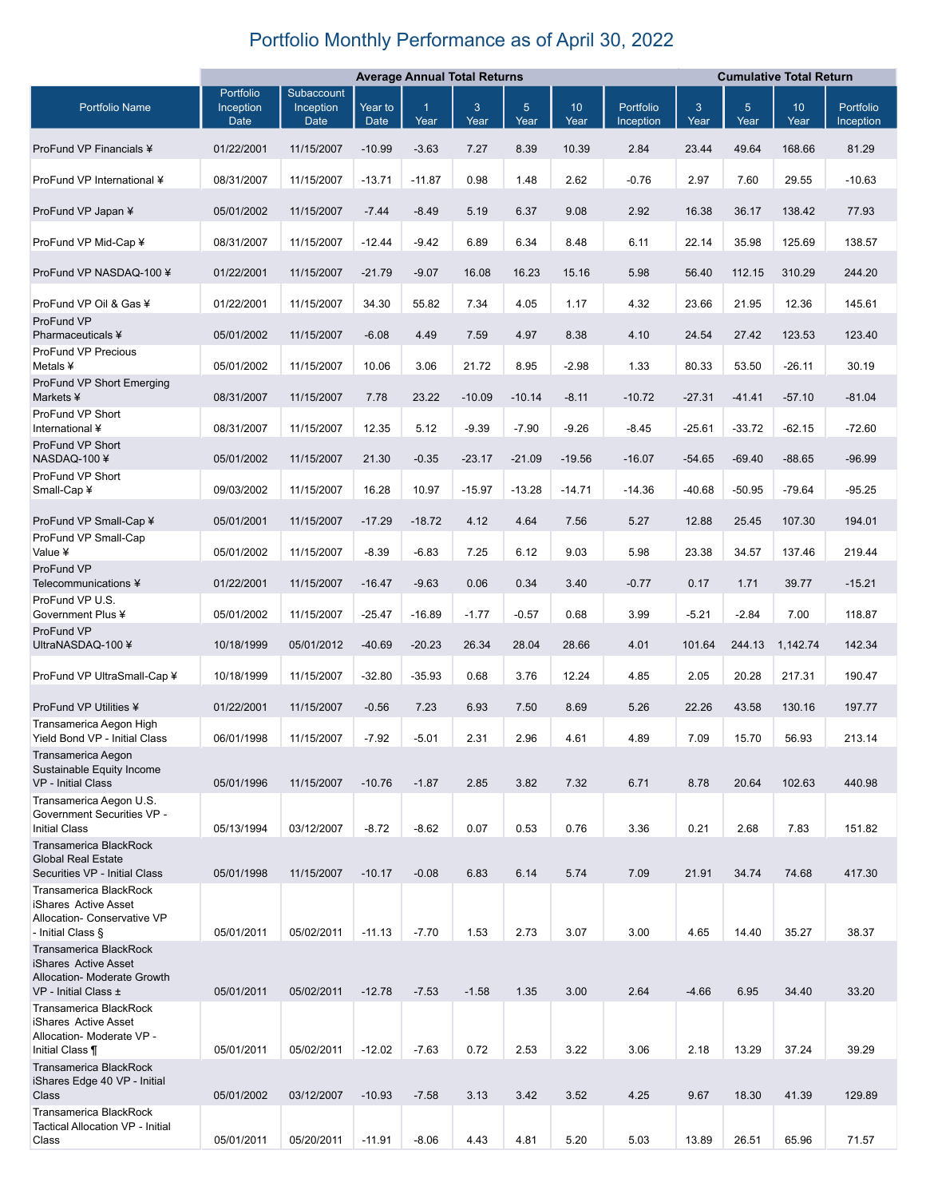# Portfolio Monthly Performance as of April 30, 2022

| | | | Average Annual Total Returns | | | | | | Cumulative Total Return | | | |
|---|---|---|---|---|---|---|---|---|---|---|---|---|
| Portfolio Name | Portfolio Inception Date | Subaccount Inception Date | Year to Date | 1 Year | 3 Year | 5 Year | 10 Year | Portfolio Inception | 3 Year | 5 Year | 10 Year | Portfolio Inception |
| ProFund VP Financials ¥ | 01/22/2001 | 11/15/2007 | -10.99 | -3.63 | 7.27 | 8.39 | 10.39 | 2.84 | 23.44 | 49.64 | 168.66 | 81.29 |
| ProFund VP International ¥ | 08/31/2007 | 11/15/2007 | -13.71 | -11.87 | 0.98 | 1.48 | 2.62 | -0.76 | 2.97 | 7.60 | 29.55 | -10.63 |
| ProFund VP Japan ¥ | 05/01/2002 | 11/15/2007 | -7.44 | -8.49 | 5.19 | 6.37 | 9.08 | 2.92 | 16.38 | 36.17 | 138.42 | 77.93 |
| ProFund VP Mid-Cap ¥ | 08/31/2007 | 11/15/2007 | -12.44 | -9.42 | 6.89 | 6.34 | 8.48 | 6.11 | 22.14 | 35.98 | 125.69 | 138.57 |
| ProFund VP NASDAQ-100 ¥ | 01/22/2001 | 11/15/2007 | -21.79 | -9.07 | 16.08 | 16.23 | 15.16 | 5.98 | 56.40 | 112.15 | 310.29 | 244.20 |
| ProFund VP Oil & Gas ¥ | 01/22/2001 | 11/15/2007 | 34.30 | 55.82 | 7.34 | 4.05 | 1.17 | 4.32 | 23.66 | 21.95 | 12.36 | 145.61 |
| ProFund VP Pharmaceuticals ¥ | 05/01/2002 | 11/15/2007 | -6.08 | 4.49 | 7.59 | 4.97 | 8.38 | 4.10 | 24.54 | 27.42 | 123.53 | 123.40 |
| ProFund VP Precious Metals ¥ | 05/01/2002 | 11/15/2007 | 10.06 | 3.06 | 21.72 | 8.95 | -2.98 | 1.33 | 80.33 | 53.50 | -26.11 | 30.19 |
| ProFund VP Short Emerging Markets ¥ | 08/31/2007 | 11/15/2007 | 7.78 | 23.22 | -10.09 | -10.14 | -8.11 | -10.72 | -27.31 | -41.41 | -57.10 | -81.04 |
| ProFund VP Short International ¥ | 08/31/2007 | 11/15/2007 | 12.35 | 5.12 | -9.39 | -7.90 | -9.26 | -8.45 | -25.61 | -33.72 | -62.15 | -72.60 |
| ProFund VP Short NASDAQ-100 ¥ | 05/01/2002 | 11/15/2007 | 21.30 | -0.35 | -23.17 | -21.09 | -19.56 | -16.07 | -54.65 | -69.40 | -88.65 | -96.99 |
| ProFund VP Short Small-Cap ¥ | 09/03/2002 | 11/15/2007 | 16.28 | 10.97 | -15.97 | -13.28 | -14.71 | -14.36 | -40.68 | -50.95 | -79.64 | -95.25 |
| ProFund VP Small-Cap ¥ | 05/01/2001 | 11/15/2007 | -17.29 | -18.72 | 4.12 | 4.64 | 7.56 | 5.27 | 12.88 | 25.45 | 107.30 | 194.01 |
| ProFund VP Small-Cap Value ¥ | 05/01/2002 | 11/15/2007 | -8.39 | -6.83 | 7.25 | 6.12 | 9.03 | 5.98 | 23.38 | 34.57 | 137.46 | 219.44 |
| ProFund VP Telecommunications ¥ | 01/22/2001 | 11/15/2007 | -16.47 | -9.63 | 0.06 | 0.34 | 3.40 | -0.77 | 0.17 | 1.71 | 39.77 | -15.21 |
| ProFund VP U.S. Government Plus ¥ | 05/01/2002 | 11/15/2007 | -25.47 | -16.89 | -1.77 | -0.57 | 0.68 | 3.99 | -5.21 | -2.84 | 7.00 | 118.87 |
| ProFund VP UltraNASDAQ-100 ¥ | 10/18/1999 | 05/01/2012 | -40.69 | -20.23 | 26.34 | 28.04 | 28.66 | 4.01 | 101.64 | 244.13 | 1,142.74 | 142.34 |
| ProFund VP UltraSmall-Cap ¥ | 10/18/1999 | 11/15/2007 | -32.80 | -35.93 | 0.68 | 3.76 | 12.24 | 4.85 | 2.05 | 20.28 | 217.31 | 190.47 |
| ProFund VP Utilities ¥ | 01/22/2001 | 11/15/2007 | -0.56 | 7.23 | 6.93 | 7.50 | 8.69 | 5.26 | 22.26 | 43.58 | 130.16 | 197.77 |
| Transamerica Aegon High Yield Bond VP - Initial Class | 06/01/1998 | 11/15/2007 | -7.92 | -5.01 | 2.31 | 2.96 | 4.61 | 4.89 | 7.09 | 15.70 | 56.93 | 213.14 |
| Transamerica Aegon Sustainable Equity Income VP - Initial Class | 05/01/1996 | 11/15/2007 | -10.76 | -1.87 | 2.85 | 3.82 | 7.32 | 6.71 | 8.78 | 20.64 | 102.63 | 440.98 |
| Transamerica Aegon U.S. Government Securities VP - Initial Class | 05/13/1994 | 03/12/2007 | -8.72 | -8.62 | 0.07 | 0.53 | 0.76 | 3.36 | 0.21 | 2.68 | 7.83 | 151.82 |
| Transamerica BlackRock Global Real Estate Securities VP - Initial Class | 05/01/1998 | 11/15/2007 | -10.17 | -0.08 | 6.83 | 6.14 | 5.74 | 7.09 | 21.91 | 34.74 | 74.68 | 417.30 |
| Transamerica BlackRock iShares Active Asset Allocation- Conservative VP - Initial Class § | 05/01/2011 | 05/02/2011 | -11.13 | -7.70 | 1.53 | 2.73 | 3.07 | 3.00 | 4.65 | 14.40 | 35.27 | 38.37 |
| Transamerica BlackRock iShares Active Asset Allocation- Moderate Growth VP - Initial Class ± | 05/01/2011 | 05/02/2011 | -12.78 | -7.53 | -1.58 | 1.35 | 3.00 | 2.64 | -4.66 | 6.95 | 34.40 | 33.20 |
| Transamerica BlackRock iShares Active Asset Allocation- Moderate VP - Initial Class ¶ | 05/01/2011 | 05/02/2011 | -12.02 | -7.63 | 0.72 | 2.53 | 3.22 | 3.06 | 2.18 | 13.29 | 37.24 | 39.29 |
| Transamerica BlackRock iShares Edge 40 VP - Initial Class | 05/01/2002 | 03/12/2007 | -10.93 | -7.58 | 3.13 | 3.42 | 3.52 | 4.25 | 9.67 | 18.30 | 41.39 | 129.89 |
| Transamerica BlackRock Tactical Allocation VP - Initial Class | 05/01/2011 | 05/20/2011 | -11.91 | -8.06 | 4.43 | 4.81 | 5.20 | 5.03 | 13.89 | 26.51 | 65.96 | 71.57 |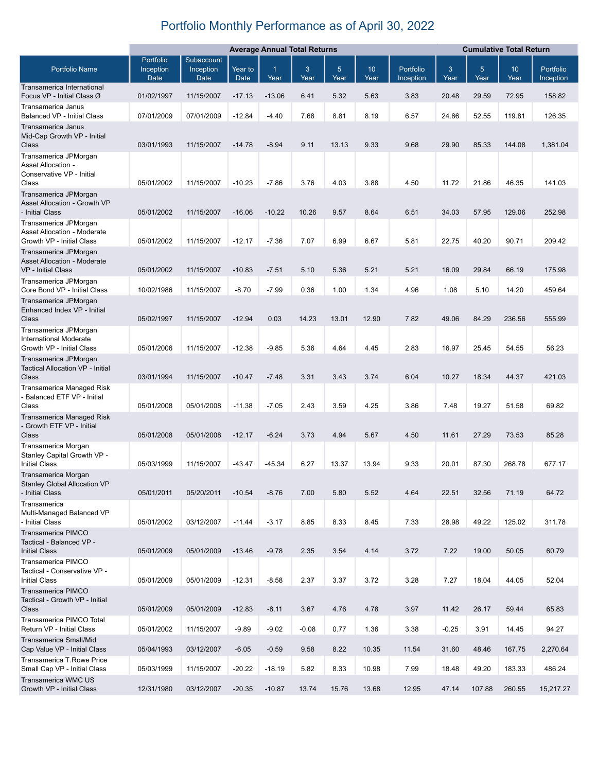# Portfolio Monthly Performance as of April 30, 2022

| | Average Annual Total Returns | | | | | | | | Cumulative Total Return | | | |
|---|---|---|---|---|---|---|---|---|---|---|---|---|
| Portfolio Name | Portfolio Inception Date | Subaccount Inception Date | Year to Date | 1 Year | 3 Year | 5 Year | 10 Year | Portfolio Inception | 3 Year | 5 Year | 10 Year | Portfolio Inception |
| Transamerica International Focus VP - Initial Class Ø | 01/02/1997 | 11/15/2007 | -17.13 | -13.06 | 6.41 | 5.32 | 5.63 | 3.83 | 20.48 | 29.59 | 72.95 | 158.82 |
| Transamerica Janus Balanced VP - Initial Class | 07/01/2009 | 07/01/2009 | -12.84 | -4.40 | 7.68 | 8.81 | 8.19 | 6.57 | 24.86 | 52.55 | 119.81 | 126.35 |
| Transamerica Janus Mid-Cap Growth VP - Initial Class | 03/01/1993 | 11/15/2007 | -14.78 | -8.94 | 9.11 | 13.13 | 9.33 | 9.68 | 29.90 | 85.33 | 144.08 | 1,381.04 |
| Transamerica JPMorgan Asset Allocation - Conservative VP - Initial Class | 05/01/2002 | 11/15/2007 | -10.23 | -7.86 | 3.76 | 4.03 | 3.88 | 4.50 | 11.72 | 21.86 | 46.35 | 141.03 |
| Transamerica JPMorgan Asset Allocation - Growth VP - Initial Class | 05/01/2002 | 11/15/2007 | -16.06 | -10.22 | 10.26 | 9.57 | 8.64 | 6.51 | 34.03 | 57.95 | 129.06 | 252.98 |
| Transamerica JPMorgan Asset Allocation - Moderate Growth VP - Initial Class | 05/01/2002 | 11/15/2007 | -12.17 | -7.36 | 7.07 | 6.99 | 6.67 | 5.81 | 22.75 | 40.20 | 90.71 | 209.42 |
| Transamerica JPMorgan Asset Allocation - Moderate VP - Initial Class | 05/01/2002 | 11/15/2007 | -10.83 | -7.51 | 5.10 | 5.36 | 5.21 | 5.21 | 16.09 | 29.84 | 66.19 | 175.98 |
| Transamerica JPMorgan Core Bond VP - Initial Class | 10/02/1986 | 11/15/2007 | -8.70 | -7.99 | 0.36 | 1.00 | 1.34 | 4.96 | 1.08 | 5.10 | 14.20 | 459.64 |
| Transamerica JPMorgan Enhanced Index VP - Initial Class | 05/02/1997 | 11/15/2007 | -12.94 | 0.03 | 14.23 | 13.01 | 12.90 | 7.82 | 49.06 | 84.29 | 236.56 | 555.99 |
| Transamerica JPMorgan International Moderate Growth VP - Initial Class | 05/01/2006 | 11/15/2007 | -12.38 | -9.85 | 5.36 | 4.64 | 4.45 | 2.83 | 16.97 | 25.45 | 54.55 | 56.23 |
| Transamerica JPMorgan Tactical Allocation VP - Initial Class | 03/01/1994 | 11/15/2007 | -10.47 | -7.48 | 3.31 | 3.43 | 3.74 | 6.04 | 10.27 | 18.34 | 44.37 | 421.03 |
| Transamerica Managed Risk - Balanced ETF VP - Initial Class | 05/01/2008 | 05/01/2008 | -11.38 | -7.05 | 2.43 | 3.59 | 4.25 | 3.86 | 7.48 | 19.27 | 51.58 | 69.82 |
| Transamerica Managed Risk - Growth ETF VP - Initial Class | 05/01/2008 | 05/01/2008 | -12.17 | -6.24 | 3.73 | 4.94 | 5.67 | 4.50 | 11.61 | 27.29 | 73.53 | 85.28 |
| Transamerica Morgan Stanley Capital Growth VP - Initial Class | 05/03/1999 | 11/15/2007 | -43.47 | -45.34 | 6.27 | 13.37 | 13.94 | 9.33 | 20.01 | 87.30 | 268.78 | 677.17 |
| Transamerica Morgan Stanley Global Allocation VP - Initial Class | 05/01/2011 | 05/20/2011 | -10.54 | -8.76 | 7.00 | 5.80 | 5.52 | 4.64 | 22.51 | 32.56 | 71.19 | 64.72 |
| Transamerica Multi-Managed Balanced VP - Initial Class | 05/01/2002 | 03/12/2007 | -11.44 | -3.17 | 8.85 | 8.33 | 8.45 | 7.33 | 28.98 | 49.22 | 125.02 | 311.78 |
| Transamerica PIMCO Tactical - Balanced VP - Initial Class | 05/01/2009 | 05/01/2009 | -13.46 | -9.78 | 2.35 | 3.54 | 4.14 | 3.72 | 7.22 | 19.00 | 50.05 | 60.79 |
| Transamerica PIMCO Tactical - Conservative VP - Initial Class | 05/01/2009 | 05/01/2009 | -12.31 | -8.58 | 2.37 | 3.37 | 3.72 | 3.28 | 7.27 | 18.04 | 44.05 | 52.04 |
| Transamerica PIMCO Tactical - Growth VP - Initial Class | 05/01/2009 | 05/01/2009 | -12.83 | -8.11 | 3.67 | 4.76 | 4.78 | 3.97 | 11.42 | 26.17 | 59.44 | 65.83 |
| Transamerica PIMCO Total Return VP - Initial Class | 05/01/2002 | 11/15/2007 | -9.89 | -9.02 | -0.08 | 0.77 | 1.36 | 3.38 | -0.25 | 3.91 | 14.45 | 94.27 |
| Transamerica Small/Mid Cap Value VP - Initial Class | 05/04/1993 | 03/12/2007 | -6.05 | -0.59 | 9.58 | 8.22 | 10.35 | 11.54 | 31.60 | 48.46 | 167.75 | 2,270.64 |
| Transamerica T.Rowe Price Small Cap VP - Initial Class | 05/03/1999 | 11/15/2007 | -20.22 | -18.19 | 5.82 | 8.33 | 10.98 | 7.99 | 18.48 | 49.20 | 183.33 | 486.24 |
| Transamerica WMC US Growth VP - Initial Class | 12/31/1980 | 03/12/2007 | -20.35 | -10.87 | 13.74 | 15.76 | 13.68 | 12.95 | 47.14 | 107.88 | 260.55 | 15,217.27 |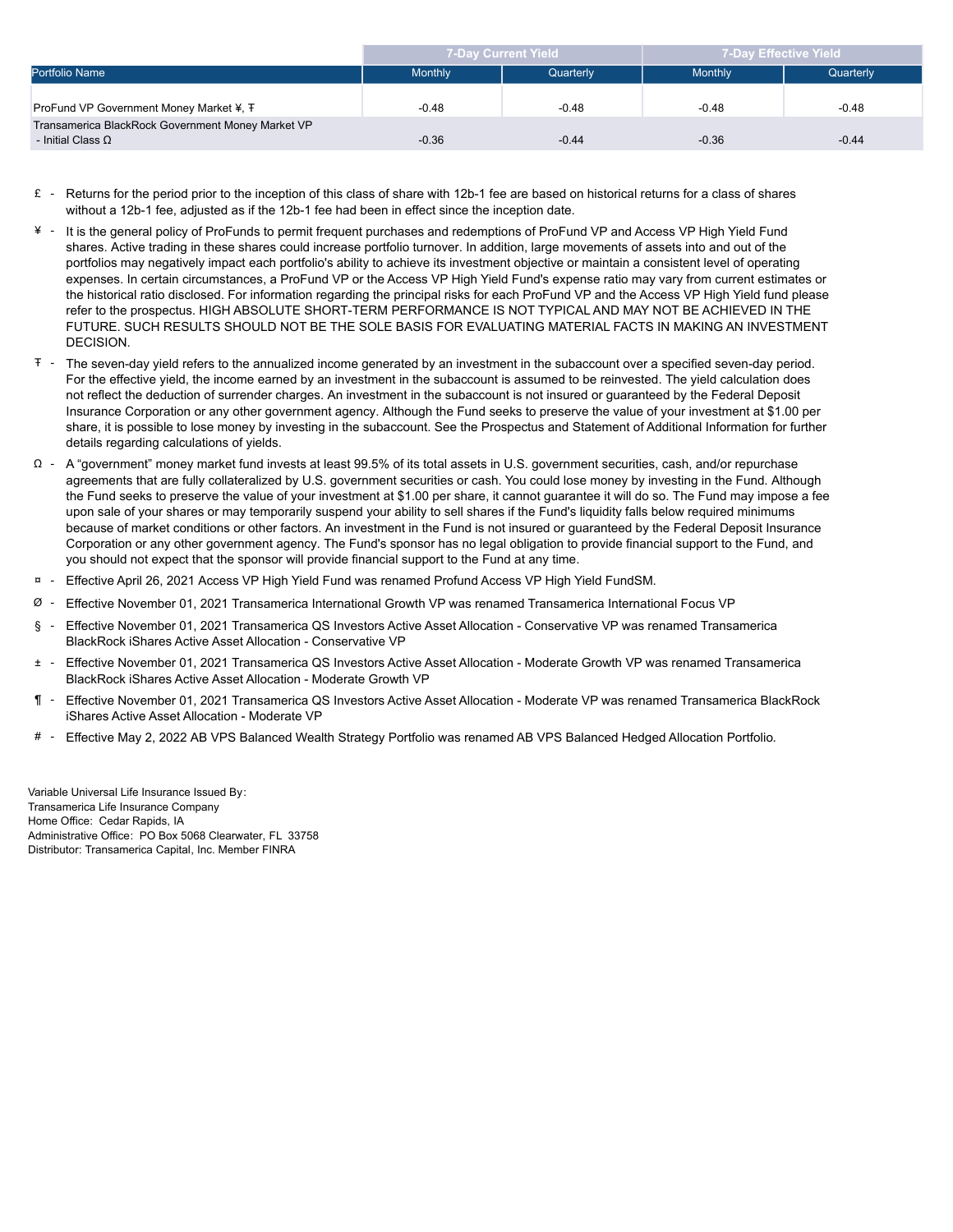| | 7-Day Current Yield | | 7-Day Effective Yield | |
|---|---|---|---|---|
| Portfolio Name | Monthly | Quarterly | Monthly | Quarterly |
| ProFund VP Government Money Market ¥, Ŧ | -0.48 | -0.48 | -0.48 | -0.48 |
| Transamerica BlackRock Government Money Market VP - Initial Class Ω | -0.36 | -0.44 | -0.36 | -0.44 |

£ - Returns for the period prior to the inception of this class of share with 12b-1 fee are based on historical returns for a class of shares without a 12b-1 fee, adjusted as if the 12b-1 fee had been in effect since the inception date.

¥ - It is the general policy of ProFunds to permit frequent purchases and redemptions of ProFund VP and Access VP High Yield Fund shares. Active trading in these shares could increase portfolio turnover. In addition, large movements of assets into and out of the portfolios may negatively impact each portfolio's ability to achieve its investment objective or maintain a consistent level of operating expenses. In certain circumstances, a ProFund VP or the Access VP High Yield Fund's expense ratio may vary from current estimates or the historical ratio disclosed. For information regarding the principal risks for each ProFund VP and the Access VP High Yield fund please refer to the prospectus. HIGH ABSOLUTE SHORT-TERM PERFORMANCE IS NOT TYPICAL AND MAY NOT BE ACHIEVED IN THE FUTURE. SUCH RESULTS SHOULD NOT BE THE SOLE BASIS FOR EVALUATING MATERIAL FACTS IN MAKING AN INVESTMENT DECISION.

Ŧ - The seven-day yield refers to the annualized income generated by an investment in the subaccount over a specified seven-day period. For the effective yield, the income earned by an investment in the subaccount is assumed to be reinvested. The yield calculation does not reflect the deduction of surrender charges. An investment in the subaccount is not insured or guaranteed by the Federal Deposit Insurance Corporation or any other government agency. Although the Fund seeks to preserve the value of your investment at $1.00 per share, it is possible to lose money by investing in the subaccount. See the Prospectus and Statement of Additional Information for further details regarding calculations of yields.

Ω - A "government" money market fund invests at least 99.5% of its total assets in U.S. government securities, cash, and/or repurchase agreements that are fully collateralized by U.S. government securities or cash. You could lose money by investing in the Fund. Although the Fund seeks to preserve the value of your investment at $1.00 per share, it cannot guarantee it will do so. The Fund may impose a fee upon sale of your shares or may temporarily suspend your ability to sell shares if the Fund's liquidity falls below required minimums because of market conditions or other factors. An investment in the Fund is not insured or guaranteed by the Federal Deposit Insurance Corporation or any other government agency. The Fund's sponsor has no legal obligation to provide financial support to the Fund, and you should not expect that the sponsor will provide financial support to the Fund at any time.

¤ - Effective April 26, 2021 Access VP High Yield Fund was renamed Profund Access VP High Yield FundSM.

Ø - Effective November 01, 2021 Transamerica International Growth VP was renamed Transamerica International Focus VP

§ - Effective November 01, 2021 Transamerica QS Investors Active Asset Allocation - Conservative VP was renamed Transamerica BlackRock iShares Active Asset Allocation - Conservative VP

± - Effective November 01, 2021 Transamerica QS Investors Active Asset Allocation - Moderate Growth VP was renamed Transamerica BlackRock iShares Active Asset Allocation - Moderate Growth VP

¶ - Effective November 01, 2021 Transamerica QS Investors Active Asset Allocation - Moderate VP was renamed Transamerica BlackRock iShares Active Asset Allocation - Moderate VP

# - Effective May 2, 2022 AB VPS Balanced Wealth Strategy Portfolio was renamed AB VPS Balanced Hedged Allocation Portfolio.

Variable Universal Life Insurance Issued By:
Transamerica Life Insurance Company
Home Office: Cedar Rapids, IA
Administrative Office: PO Box 5068 Clearwater, FL 33758
Distributor: Transamerica Capital, Inc. Member FINRA